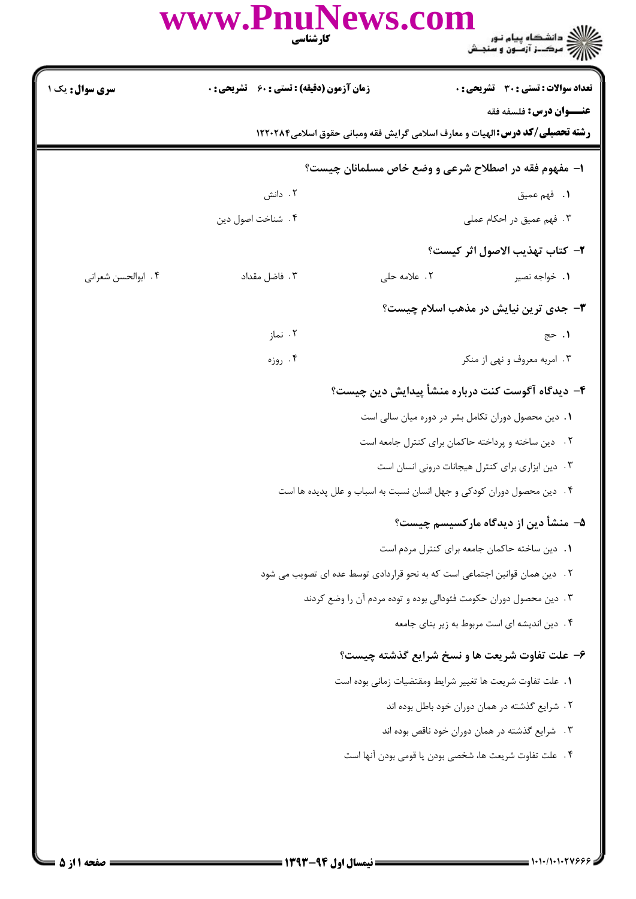**سری سوال:** یک ۱

**زمان آزمون (دقیقه) : تستی : ۶۰ تشریحی : ۰**

**تعداد سوالات : تستی : ۳۰ تشریحی : ۰**

**عنـــوان درس:** فلسفه فقه

**رشته تحصیلی/کد درس:** الهیات و معارف اسلامی گرایش فقه ومبانی حقوق اسلامی۱۲۲۰۲۸۴

**۱- مفهوم فقه در اصطلاح شرعی و وضع خاص مسلمانان چیست؟**

۱. فهم عمیق
۲. دانش
۳. فهم عمیق در احکام عملی
۴. شناخت اصول دین

**۲- کتاب تهذیب الاصول اثر کیست؟**

۱. خواجه نصیر
۲. علامه حلی
۳. فاضل مقداد
۴. ابوالحسن شعرانی

**۳- جدی ترین نیایش در مذهب اسلام چیست؟**

۱. حج
۲. نماز
۳. امربه معروف و نهی از منکر
۴. روزه

**۴- دیدگاه آگوست کنت درباره منشأ پیدایش دین چیست؟**

۱. دین محصول دوران تکامل بشر در دوره میان سالی است
۲. دین ساخته و پرداخته حاکمان برای کنترل جامعه است
۳. دین ابزاری برای کنترل هیجانات درونی انسان است
۴. دین محصول دوران کودکی و جهل انسان نسبت به اسباب و علل پدیده ها است

**۵- منشأ دین از دیدگاه مارکسیسم چیست؟**

۱. دین ساخته حاکمان جامعه برای کنترل مردم است
۲. دین همان قوانین اجتماعی است که به نحو قراردادی توسط عده ای تصویب می شود
۳. دین محصول دوران حکومت فئودالی بوده و توده مردم آن را وضع کردند
۴. دین اندیشه ای است مربوط به زیر بنای جامعه

**۶- علت تفاوت شریعت ها و نسخ شرایع گذشته چیست؟**

۱. علت تفاوت شریعت ها تغییر شرایط ومقتضیات زمانی بوده است
۲. شرایع گذشته در همان دوران خود باطل بوده اند
۳. شرایع گذشته در همان دوران خود ناقص بوده اند
۴. علت تفاوت شریعت ها، شخصی بودن یا قومی بودن آنها است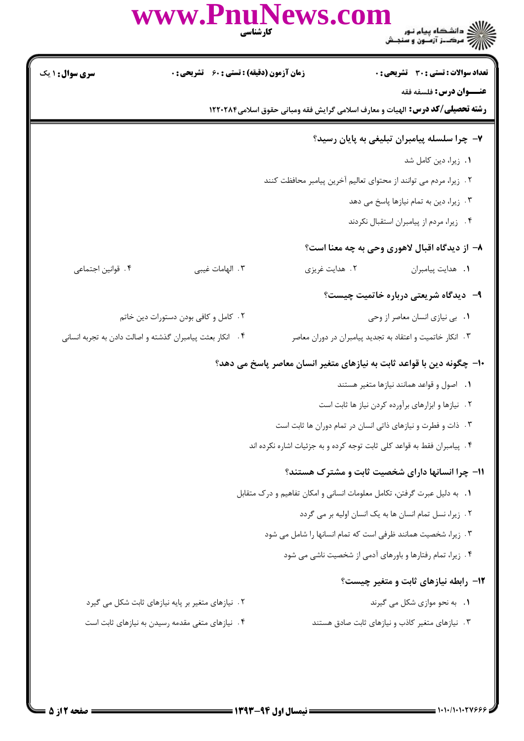**سری سوال:** ۱ یک | **زمان آزمون (دقیقه) : تستی :** ۶۰ **تشریحی :** ۰ | **تعداد سوالات : تستی :** ۳۰ **تشریحی :** ۰

**عنـــوان درس:** فلسفه فقه

**رشته تحصیلی/کد درس:** الهیات و معارف اسلامی گرایش فقه ومبانی حقوق اسلامی۱۲۲۰۲۸۴

**۷- چرا سلسله پیامبران تبلیغی به پایان رسید؟**

۱. زیرا، دین کامل شد

۲. زیرا، مردم می توانند از محتوای تعالیم آخرین پیامبر محافظت کنند

۳. زیرا، دین به تمام نیازها پاسخ می دهد

۴. زیرا، مردم از پیامبران استقبال نکردند

**۸- از دیدگاه اقبال لاهوری وحی به چه معنا است؟**

۱. هدایت پیامبران

۲. هدایت غریزی

۳. الهامات غیبی

۴. قوانین اجتماعی

**۹- دیدگاه شریعتی درباره خاتمیت چیست؟**

۱. بی نیازی انسان معاصر از وحی

۲. کامل و کافی بودن دستورات دین خاتم

۳. انکار خاتمیت و اعتقاد به تجدید پیامبران در دوران معاصر

۴. انکار بعثت پیامبران گذشته و اصالت دادن به تجربه انسانی

**۱۰- چگونه دین با قواعد ثابت به نیازهای متغیر انسان معاصر پاسخ می دهد؟**

۱. اصول و قواعد همانند نیازها متغیر هستند

۲. نیازها و ابزارهای برآورده کردن نیاز ها ثابت است

۳. ذات و فطرت و نیازهای ذاتی انسان در تمام دوران ها ثابت است

۴. پیامبران فقط به قواعد کلی ثابت توجه کرده و به جزئیات اشاره نکرده اند

**۱۱- چرا انسانها دارای شخصیت ثابت و مشترک هستند؟**

۱. به دلیل عبرت گرفتن، تکامل معلومات انسانی و امکان تفاهیم و درک متقابل

۲. زیرا، نسل تمام انسان ها به یک انسان اولیه بر می گردد

۳. زیرا، شخصیت همانند ظرفی است که تمام انسانها را شامل می شود

۴. زیرا، تمام رفتارها و باورهای آدمی از شخصیت ناشی می شود

**۱۲- رابطه نیازهای ثابت و متغیر چیست؟**

۱. به نحو موازی شکل می گیرند

۲. نیازهای متغیر بر پایه نیازهای ثابت شکل می گیرد

۳. نیازهای متغیر کاذب و نیازهای ثابت صادق هستند

۴. نیازهای متغی مقدمه رسیدن به نیازهای ثابت است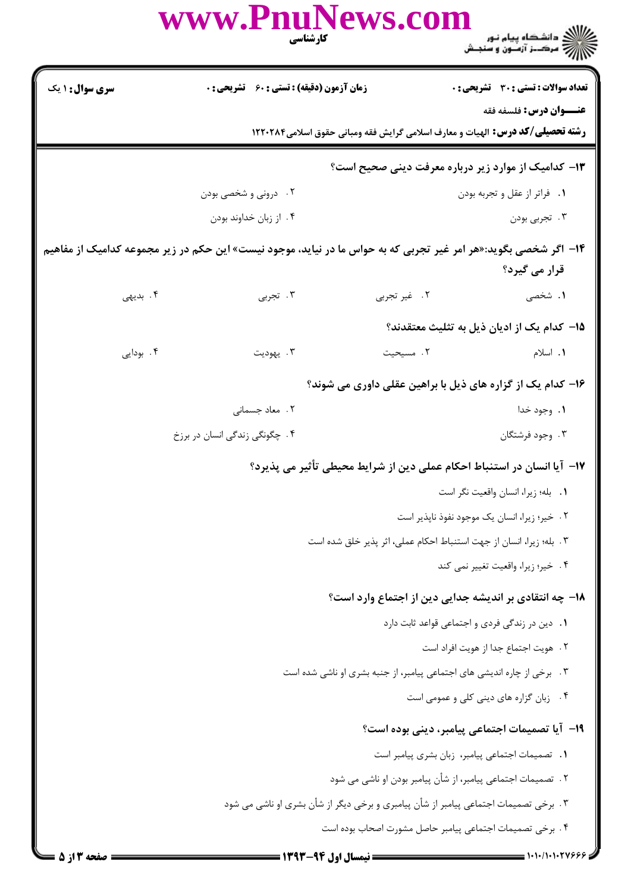**۱۳- کدامیک از موارد زیر درباره معرفت دینی صحیح است؟**

۱. فراتر از عقل و تجربه بودن

۲. درونی و شخصی بودن

۳. تجربی بودن

۴. از زبان خداوند بودن

**۱۴- اگر شخصی بگوید:«هر امر غیر تجربی که به حواس ما در نیاید، موجود نیست» این حکم در زیر مجموعه کدامیک از مفاهیم قرار می گیرد؟**

۱. شخصی

۲. غیر تجربی

۳. تجربی

۴. بدیهی

**۱۵- کدام یک از ادیان ذیل به تثلیث معتقدند؟**

۱. اسلام

۲. مسیحیت

۳. یهودیت

۴. بودایی

**۱۶- کدام یک از گزاره های ذیل با براهین عقلی داوری می شوند؟**

۱. وجود خدا

۲. معاد جسمانی

۳. وجود فرشتگان

۴. چگونگی زندگی انسان در برزخ

**۱۷- آیا انسان در استنباط احکام عملی دین از شرایط محیطی تأثیر می پذیرد؟**

۱. بله؛ زیرا، انسان واقعیت نگر است

۲. خیر؛ زیرا، انسان یک موجود نفوذ ناپذیر است

۳. بله؛ زیرا، انسان از جهت استنباط احکام عملی، اثر پذیر خلق شده است

۴. خیر؛ زیرا، واقعیت تغییر نمی کند

**۱۸- چه انتقادی بر اندیشه جدایی دین از اجتماع وارد است؟**

۱. دین در زندگی فردی و اجتماعی قواعد ثابت دارد

۲. هویت اجتماع جدا از هویت افراد است

۳. برخی از چاره اندیشی های اجتماعی پیامبر، از جنبه بشری او ناشی شده است

۴. زبان گزاره های دینی کلی و عمومی است

**۱۹- آیا تصمیمات اجتماعی پیامبر، دینی بوده است؟**

۱. تصمیمات اجتماعی پیامبر، زبان بشری پیامبر است

۲. تصمیمات اجتماعی پیامبر، از شأن پیامبر بودن او ناشی می شود

۳. برخی تصمیمات اجتماعی پیامبر از شأن پیامبری و برخی دیگر از شأن بشری او ناشی می شود

۴. برخی تصمیمات اجتماعی پیامبر حاصل مشورت اصحاب بوده است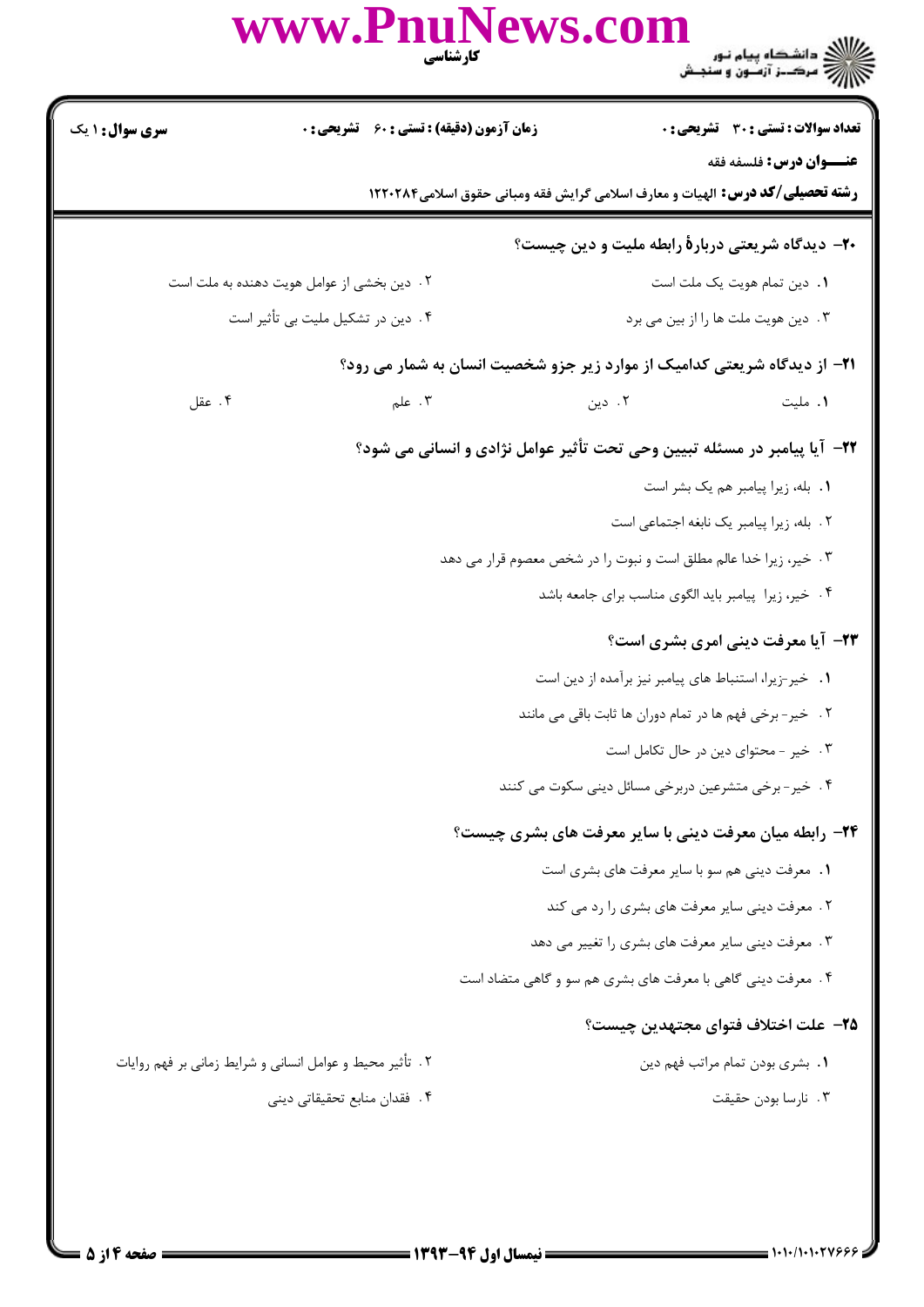**تعداد سوالات : تستی : ۳۰ تشریحی : ۰**

**زمان آزمون (دقیقه) : تستی : ۶۰ تشریحی : ۰**

**سری سوال : ۱ یک**

**عنـــوان درس :** فلسفه فقه

**رشته تحصیلی/کد درس :** الهیات و معارف اسلامی گرایش فقه ومبانی حقوق اسلامی۱۲۲۰۲۸۴

**۲۰- دیدگاه شریعتی دربارهٔ رابطه ملیت و دین چیست؟**

۱. دین تمام هویت یک ملت است

۲. دین بخشی از عوامل هویت دهنده به ملت است

۳. دین هویت ملت ها را از بین می برد

۴. دین در تشکیل ملیت بی تأثیر است

**۲۱- از دیدگاه شریعتی کدامیک از موارد زیر جزو شخصیت انسان به شمار می رود؟**

۱. ملیت

۲. دین

۳. علم

۴. عقل

**۲۲- آیا پیامبر در مسئله تبیین وحی تحت تأثیر عوامل نژادی و انسانی می شود؟**

۱. بله، زیرا پیامبر هم یک بشر است

۲. بله، زیرا پیامبر یک نابغه اجتماعی است

۳. خیر، زیرا خدا عالم مطلق است و نبوت را در شخص معصوم قرار می دهد

۴. خیر، زیرا پیامبر باید الگوی مناسب برای جامعه باشد

**۲۳- آیا معرفت دینی امری بشری است؟**

۱. خیر-زیرا، استنباط های پیامبر نیز برآمده از دین است

۲. خیر- برخی فهم ها در تمام دوران ها ثابت باقی می مانند

۳. خیر - محتوای دین در حال تکامل است

۴. خیر- برخی متشرعین دربرخی مسائل دینی سکوت می کنند

**۲۴- رابطه میان معرفت دینی با سایر معرفت های بشری چیست؟**

۱. معرفت دینی هم سو با سایر معرفت های بشری است

۲. معرفت دینی سایر معرفت های بشری را رد می کند

۳. معرفت دینی سایر معرفت های بشری را تغییر می دهد

۴. معرفت دینی گاهی با معرفت های بشری هم سو و گاهی متضاد است

**۲۵- علت اختلاف فتوای مجتهدین چیست؟**

۱. بشری بودن تمام مراتب فهم دین

۲. تأثیر محیط و عوامل انسانی و شرایط زمانی بر فهم روایات

۳. نارسا بودن حقیقت

۴. فقدان منابع تحقیقاتی دینی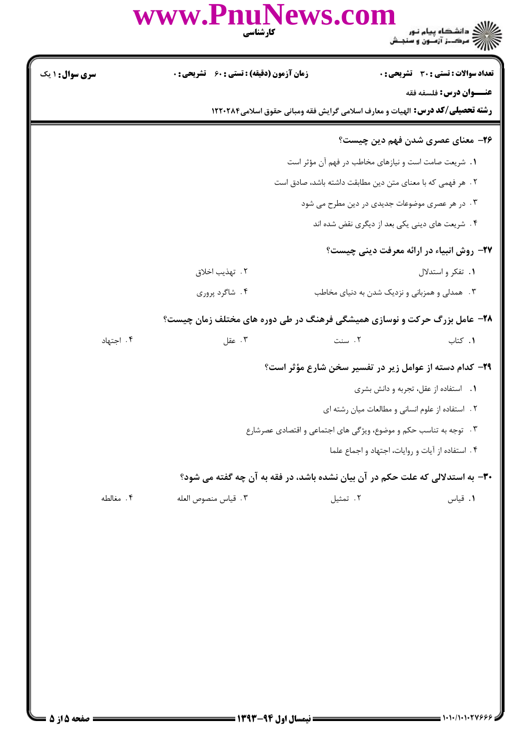۲۶- معنای عصری شدن فهم دین چیست؟

۱. شریعت صامت است و نیازهای مخاطب در فهم آن مؤثر است

۲. هر فهمی که با معنای متن دین مطابقت داشته باشد، صادق است

۳. در هر عصری موضوعات جدیدی در دین مطرح می شود

۴. شریعت های دینی یکی بعد از دیگری نقض شده اند

۲۷- روش انبیاء در ارائه معرفت دینی چیست؟

۱. تفکر و استدلال

۲. تهذیب اخلاق

۳. همدلی و همزبانی و نزدیک شدن به دنیای مخاطب

۴. شاگرد پروری

۲۸- عامل بزرگ حرکت و نوسازی همیشگی فرهنگ در طی دوره های مختلف زمان چیست؟

۱. کتاب

۲. سنت

۳. عقل

۴. اجتهاد

۲۹- کدام دسته از عوامل زیر در تفسیر سخن شارع مؤثر است؟

۱. استفاده از عقل، تجربه و دانش بشری

۲. استفاده از علوم انسانی و مطالعات میان رشته ای

۳. توجه به تناسب حکم و موضوع، ویژگی های اجتماعی و اقتصادی عصرشارع

۴. استفاده از آیات و روایات، اجتهاد و اجماع علما

۳۰- به استدلالی که علت حکم در آن بیان نشده باشد، در فقه به آن چه گفته می شود؟

۱. قیاس

۲. تمثیل

۳. قیاس منصوص العله

۴. مغالطه